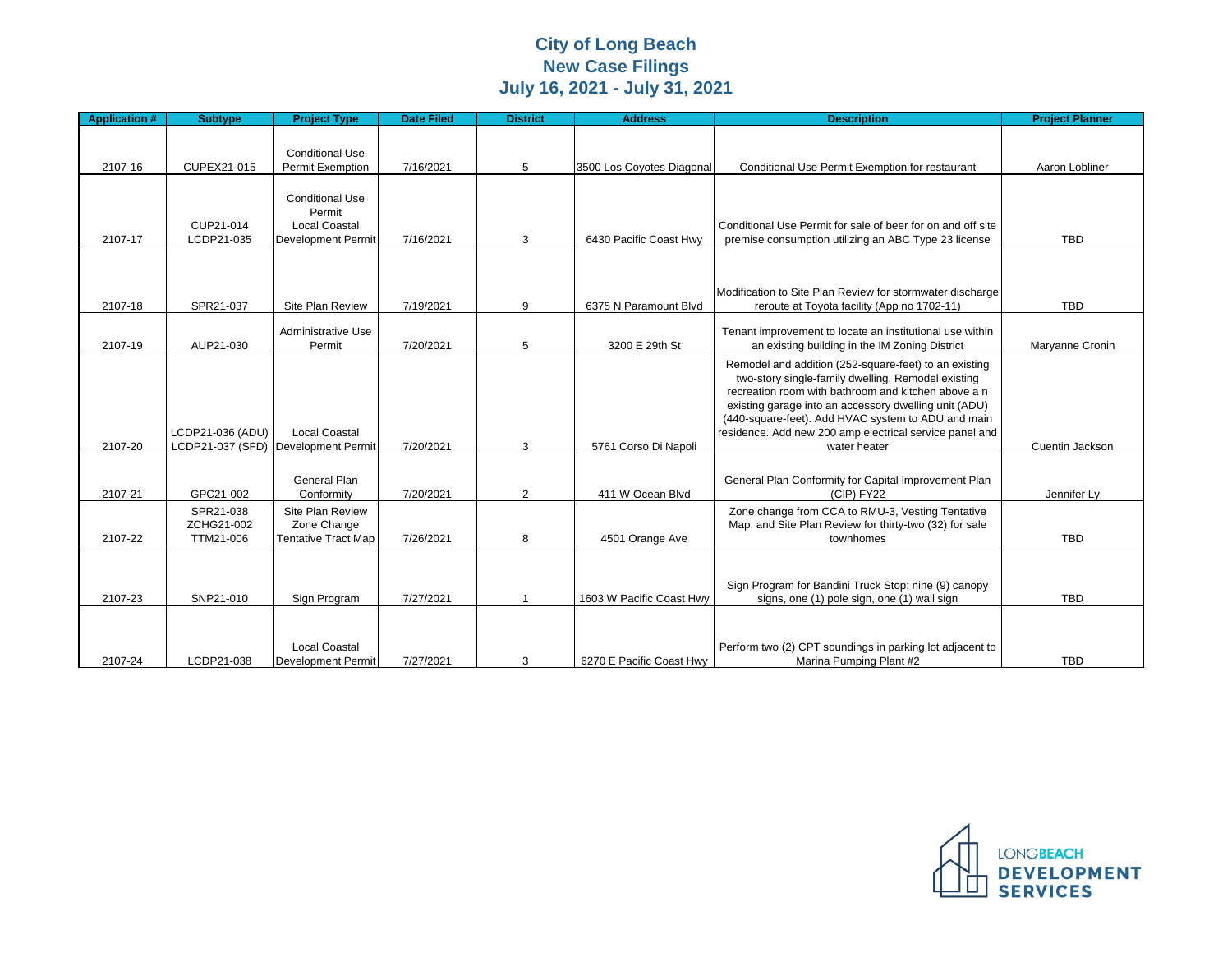# City of Long Beach
# New Case Filings
# July 16, 2021 - July 31, 2021

| Application # | Subtype | Project Type | Date Filed | District | Address | Description | Project Planner |
|---|---|---|---|---|---|---|---|
| 2107-16 | CUPEX21-015 | Conditional Use Permit Exemption | 7/16/2021 | 5 | 3500 Los Coyotes Diagonal | Conditional Use Permit Exemption for restaurant | Aaron Lobliner |
| 2107-17 | CUP21-014 LCDP21-035 | Conditional Use Permit Local Coastal Development Permit | 7/16/2021 | 3 | 6430 Pacific Coast Hwy | Conditional Use Permit for sale of beer for on and off site premise consumption utilizing an ABC Type 23 license | TBD |
| 2107-18 | SPR21-037 | Site Plan Review | 7/19/2021 | 9 | 6375 N Paramount Blvd | Modification to Site Plan Review for stormwater discharge reroute at Toyota facility (App no 1702-11) | TBD |
| 2107-19 | AUP21-030 | Administrative Use Permit | 7/20/2021 | 5 | 3200 E 29th St | Tenant improvement to locate an institutional use within an existing building in the IM Zoning District | Maryanne Cronin |
| 2107-20 | LCDP21-036 (ADU) LCDP21-037 (SFD) | Local Coastal Development Permit | 7/20/2021 | 3 | 5761 Corso Di Napoli | Remodel and addition (252-square-feet) to an existing two-story single-family dwelling. Remodel existing recreation room with bathroom and kitchen above a n existing garage into an accessory dwelling unit (ADU) (440-square-feet). Add HVAC system to ADU and main residence. Add new 200 amp electrical service panel and water heater | Cuentin Jackson |
| 2107-21 | GPC21-002 | General Plan Conformity | 7/20/2021 | 2 | 411 W Ocean Blvd | General Plan Conformity for Capital Improvement Plan (CIP) FY22 | Jennifer Ly |
| 2107-22 | SPR21-038 ZCHG21-002 TTM21-006 | Site Plan Review Zone Change Tentative Tract Map | 7/26/2021 | 8 | 4501 Orange Ave | Zone change from CCA to RMU-3, Vesting Tentative Map, and Site Plan Review for thirty-two (32) for sale townhomes | TBD |
| 2107-23 | SNP21-010 | Sign Program | 7/27/2021 | 1 | 1603 W Pacific Coast Hwy | Sign Program for Bandini Truck Stop: nine (9) canopy signs, one (1) pole sign, one (1) wall sign | TBD |
| 2107-24 | LCDP21-038 | Local Coastal Development Permit | 7/27/2021 | 3 | 6270 E Pacific Coast Hwy | Perform two (2) CPT soundings in parking lot adjacent to Marina Pumping Plant #2 | TBD |

LONGBEACH DEVELOPMENT SERVICES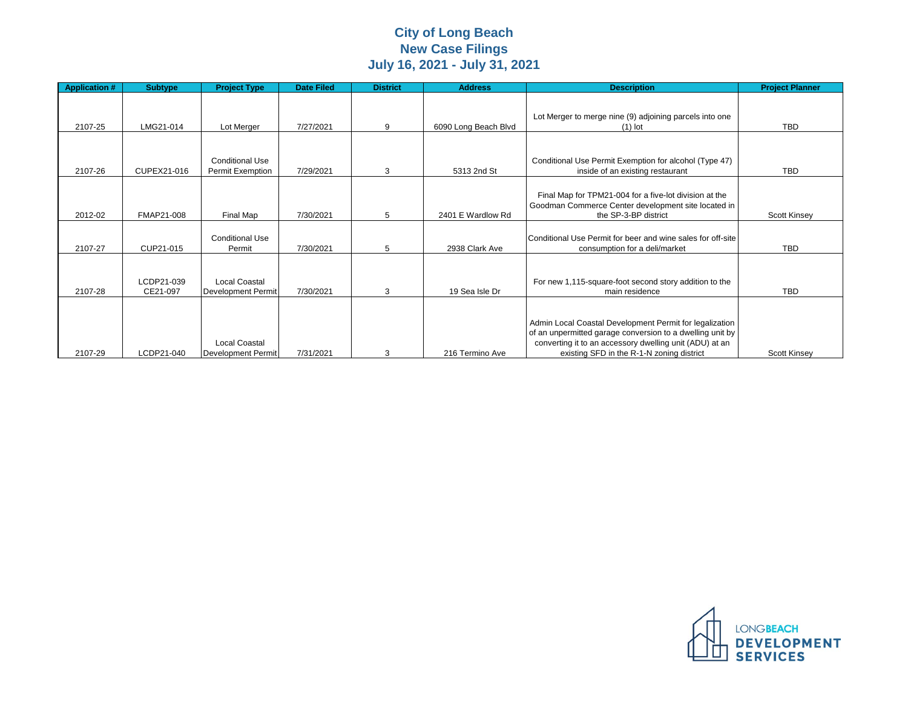# City of Long Beach
## New Case Filings
## July 16, 2021 - July 31, 2021

| Application # | Subtype | Project Type | Date Filed | District | Address | Description | Project Planner |
|---|---|---|---|---|---|---|---|
| 2107-25 | LMG21-014 | Lot Merger | 7/27/2021 | 9 | 6090 Long Beach Blvd | Lot Merger to merge nine (9) adjoining parcels into one (1) lot | TBD |
| 2107-26 | CUPEX21-016 | Conditional Use Permit Exemption | 7/29/2021 | 3 | 5313 2nd St | Conditional Use Permit Exemption for alcohol (Type 47) inside of an existing restaurant | TBD |
| 2012-02 | FMAP21-008 | Final Map | 7/30/2021 | 5 | 2401 E Wardlow Rd | Final Map for TPM21-004 for a five-lot division at the Goodman Commerce Center development site located in the SP-3-BP district | Scott Kinsey |
| 2107-27 | CUP21-015 | Conditional Use Permit | 7/30/2021 | 5 | 2938 Clark Ave | Conditional Use Permit for beer and wine sales for off-site consumption for a deli/market | TBD |
| 2107-28 | LCDP21-039 CE21-097 | Local Coastal Development Permit | 7/30/2021 | 3 | 19 Sea Isle Dr | For new 1,115-square-foot second story addition to the main residence | TBD |
| 2107-29 | LCDP21-040 | Local Coastal Development Permit | 7/31/2021 | 3 | 216 Termino Ave | Admin Local Coastal Development Permit for legalization of an unpermitted garage conversion to a dwelling unit by converting it to an accessory dwelling unit (ADU) at an existing SFD in the R-1-N zoning district | Scott Kinsey |

LONGBEACH DEVELOPMENT SERVICES